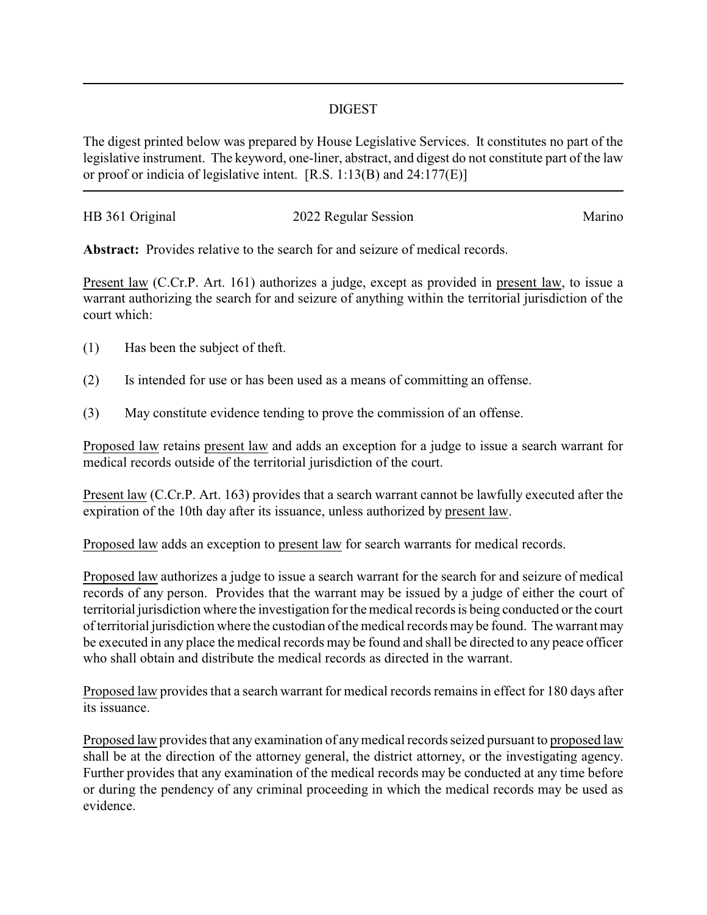# DIGEST

The digest printed below was prepared by House Legislative Services. It constitutes no part of the legislative instrument. The keyword, one-liner, abstract, and digest do not constitute part of the law or proof or indicia of legislative intent. [R.S. 1:13(B) and 24:177(E)]

| HB 361 Original | 2022 Regular Session | Marino |
|---|---|---|

**Abstract:** Provides relative to the search for and seizure of medical records.

Present law (C.Cr.P. Art. 161) authorizes a judge, except as provided in present law, to issue a warrant authorizing the search for and seizure of anything within the territorial jurisdiction of the court which:

(1) Has been the subject of theft.

(2) Is intended for use or has been used as a means of committing an offense.

(3) May constitute evidence tending to prove the commission of an offense.

Proposed law retains present law and adds an exception for a judge to issue a search warrant for medical records outside of the territorial jurisdiction of the court.

Present law (C.Cr.P. Art. 163) provides that a search warrant cannot be lawfully executed after the expiration of the 10th day after its issuance, unless authorized by present law.

Proposed law adds an exception to present law for search warrants for medical records.

Proposed law authorizes a judge to issue a search warrant for the search for and seizure of medical records of any person. Provides that the warrant may be issued by a judge of either the court of territorial jurisdiction where the investigation for the medical records is being conducted or the court of territorial jurisdiction where the custodian of the medical records may be found. The warrant may be executed in any place the medical records may be found and shall be directed to any peace officer who shall obtain and distribute the medical records as directed in the warrant.

Proposed law provides that a search warrant for medical records remains in effect for 180 days after its issuance.

Proposed law provides that any examination of any medical records seized pursuant to proposed law shall be at the direction of the attorney general, the district attorney, or the investigating agency. Further provides that any examination of the medical records may be conducted at any time before or during the pendency of any criminal proceeding in which the medical records may be used as evidence.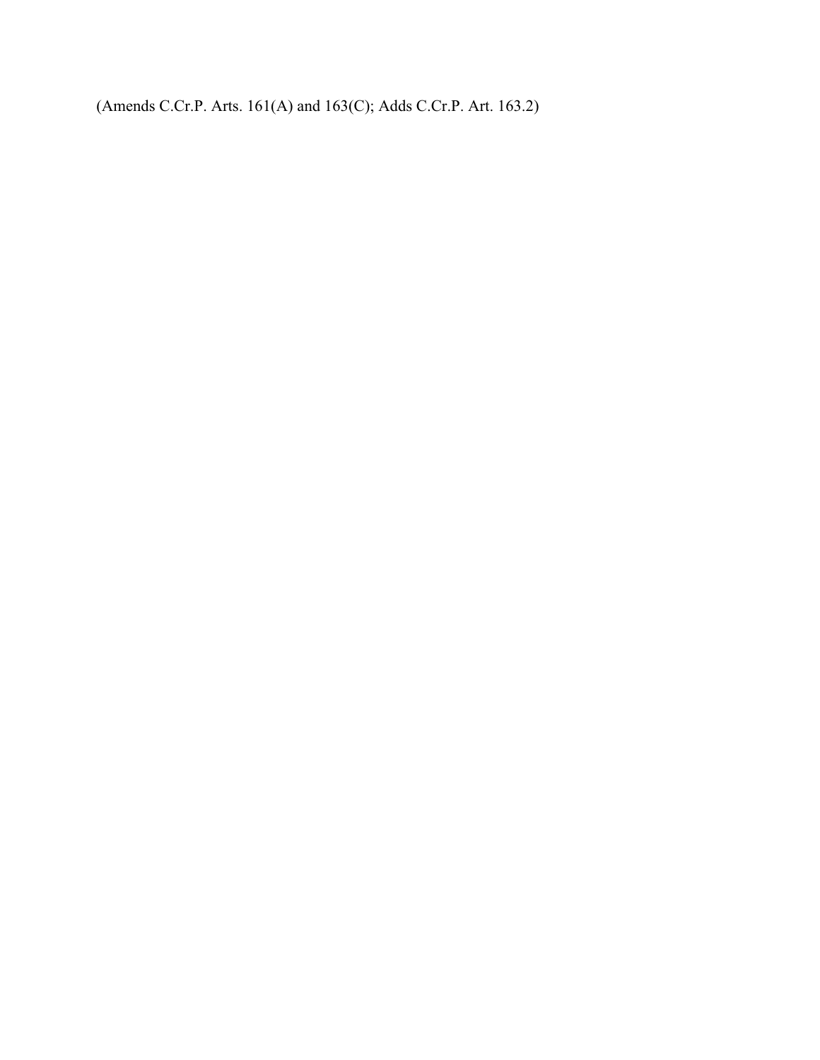(Amends C.Cr.P. Arts. 161(A) and 163(C); Adds C.Cr.P. Art. 163.2)